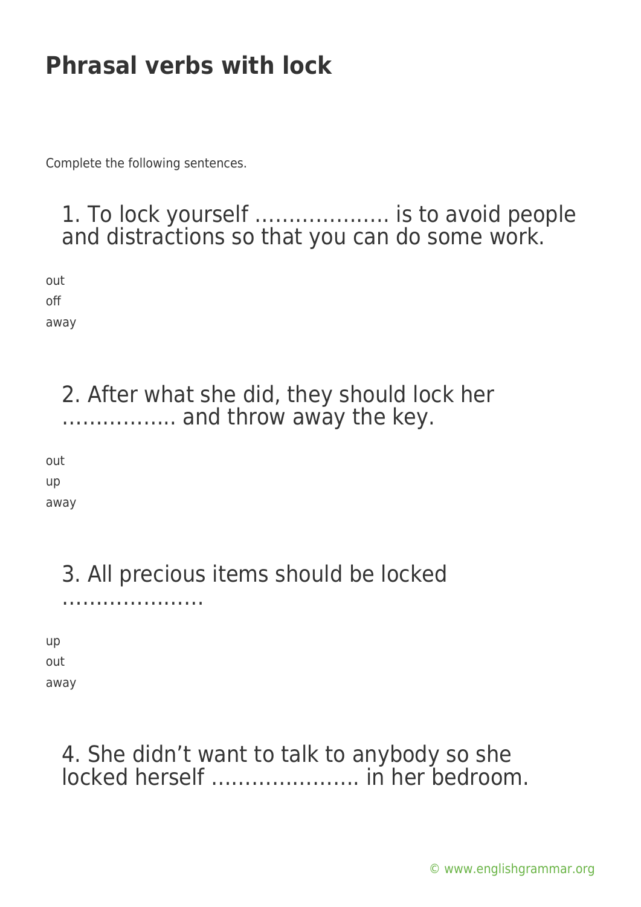# Phrasal verbs with lock

Complete the following sentences.

1. To lock yourself ……………….. is to avoid people and distractions so that you can do some work.

out
off
away

2. After what she did, they should lock her …………….. and throw away the key.

out
up
away

3. All precious items should be locked …………………

up
out
away

4. She didn’t want to talk to anybody so she locked herself …………………. in her bedroom.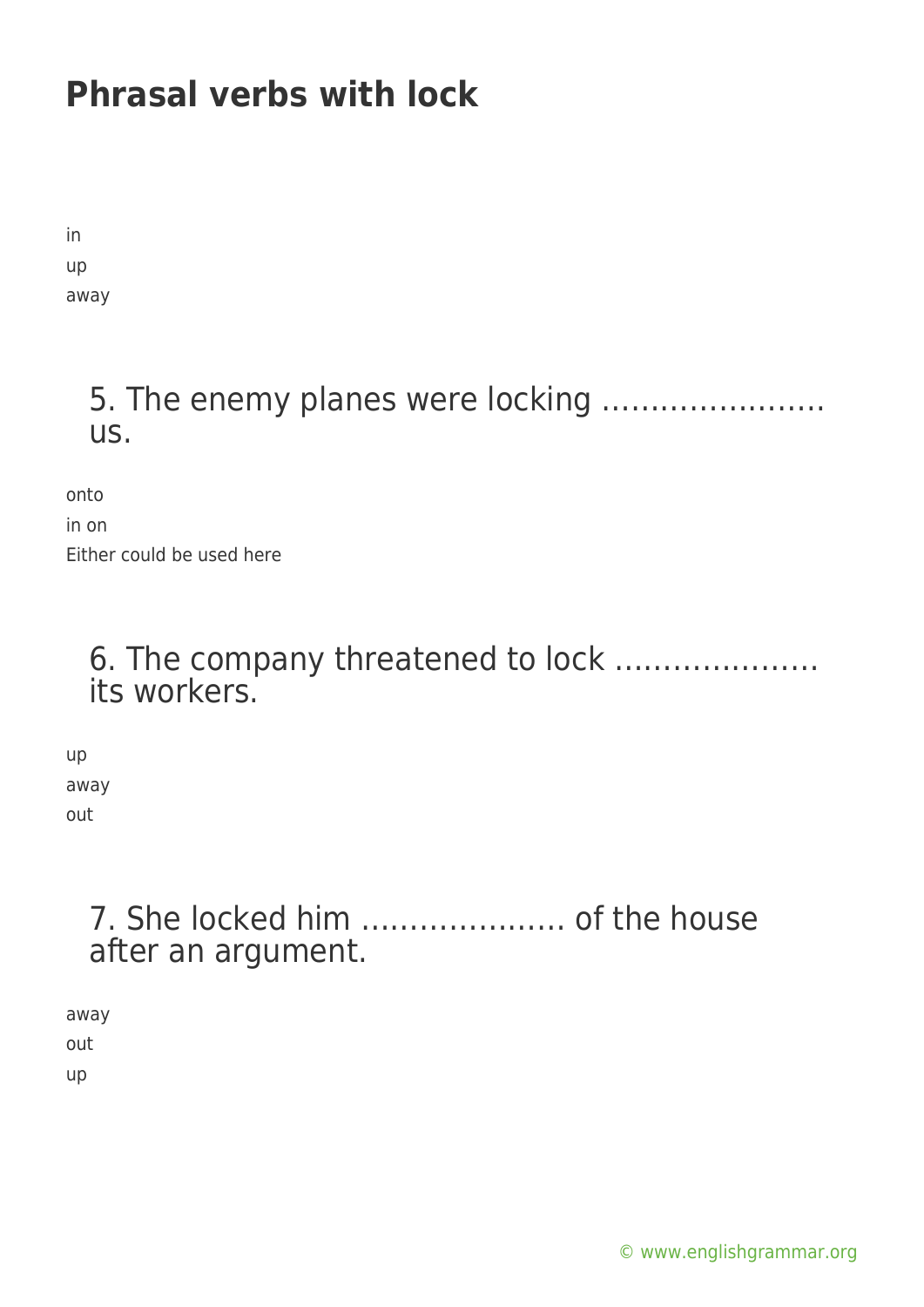# Phrasal verbs with lock

in

up

away

### 5. The enemy planes were locking ………………….. us.

onto

in on

Either could be used here

### 6. The company threatened to lock ………………… its workers.

up

away

out

### 7. She locked him ………………… of the house after an argument.

away

out

up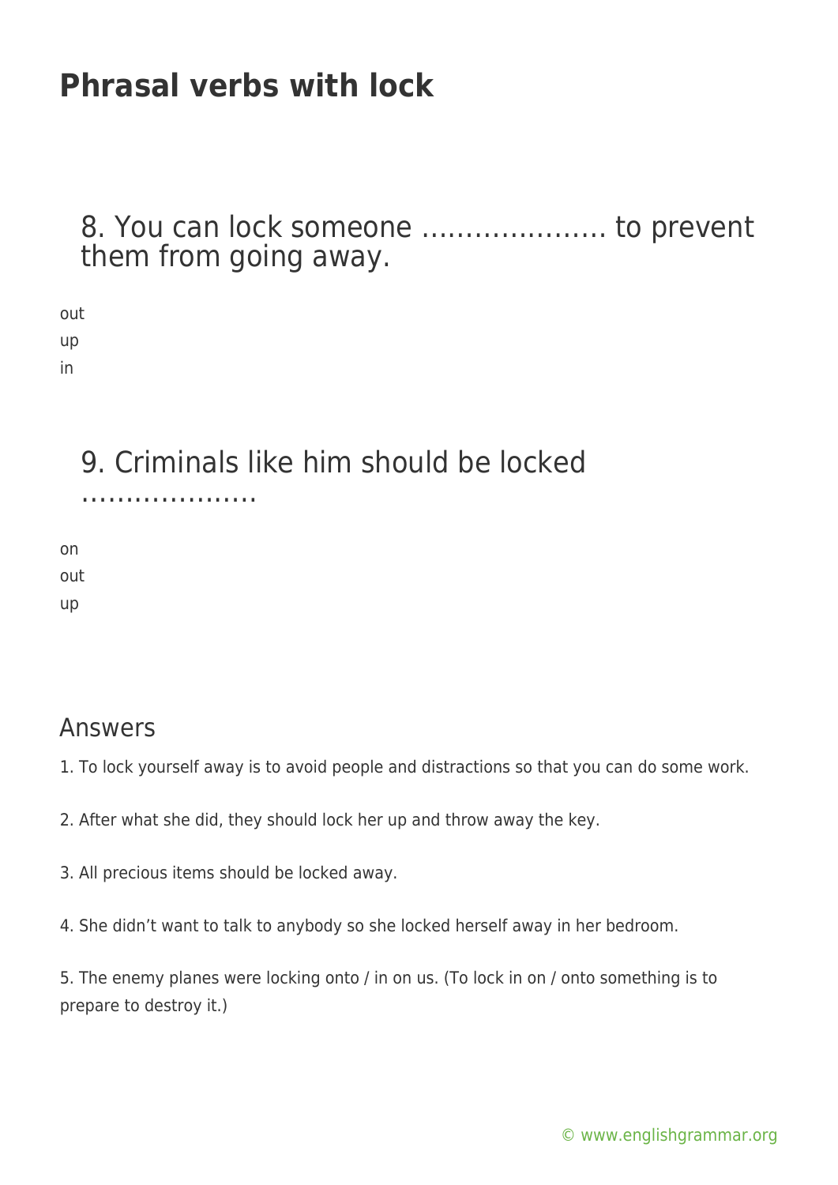# Phrasal verbs with lock

8. You can lock someone ………………… to prevent them from going away.

out
up
in

9. Criminals like him should be locked …………………

on
out
up

## Answers

1. To lock yourself away is to avoid people and distractions so that you can do some work.

2. After what she did, they should lock her up and throw away the key.

3. All precious items should be locked away.

4. She didn't want to talk to anybody so she locked herself away in her bedroom.

5. The enemy planes were locking onto / in on us. (To lock in on / onto something is to prepare to destroy it.)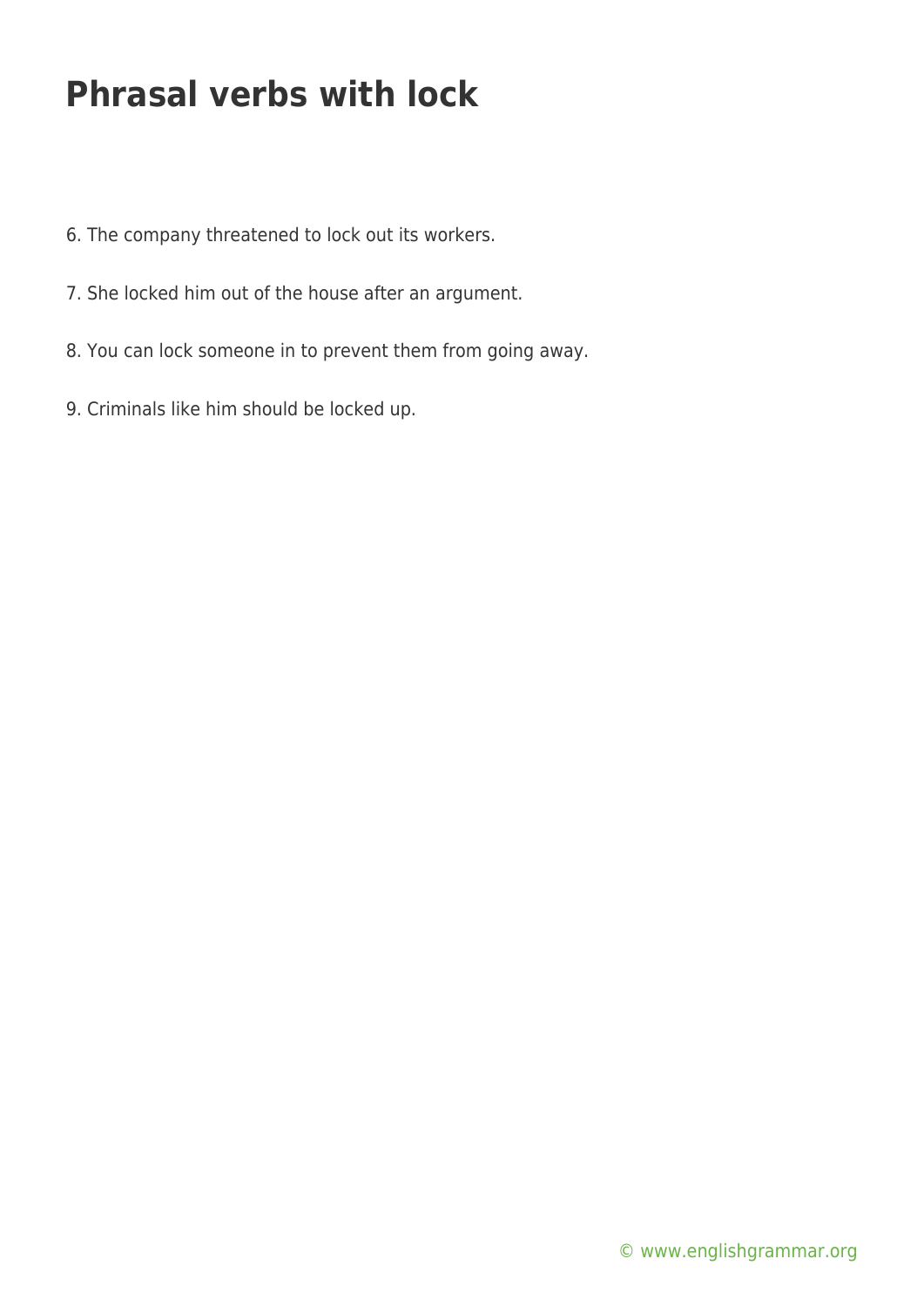# Phrasal verbs with lock

6. The company threatened to lock out its workers.

7. She locked him out of the house after an argument.

8. You can lock someone in to prevent them from going away.

9. Criminals like him should be locked up.